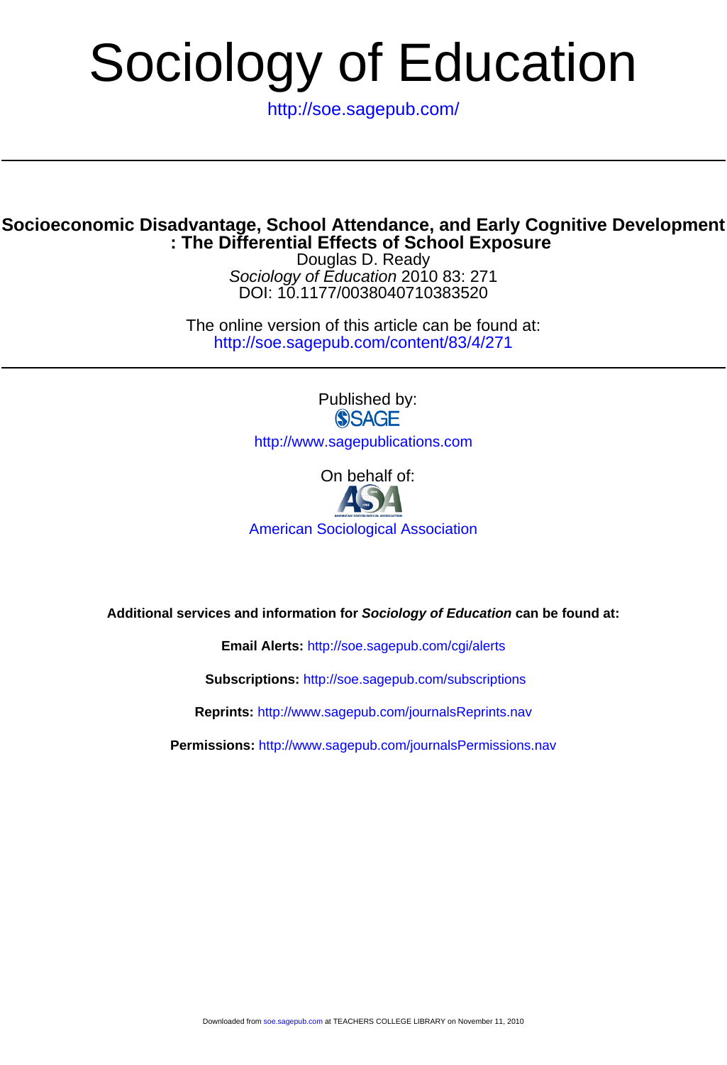# Sociology of Education

http://soe.sagepub.com/

---

## Socioeconomic Disadvantage, School Attendance, and Early Cognitive Development : The Differential Effects of School Exposure

Douglas D. Ready

*Sociology of Education* 2010 83: 271

DOI: 10.1177/0038040710383520

The online version of this article can be found at:

http://soe.sagepub.com/content/83/4/271

---

Published by:

SAGE

http://www.sagepublications.com

On behalf of:

ASA

American Sociological Association

**Additional services and information for *Sociology of Education* can be found at:**

**Email Alerts:** http://soe.sagepub.com/cgi/alerts

**Subscriptions:** http://soe.sagepub.com/subscriptions

**Reprints:** http://www.sagepub.com/journalsReprints.nav

**Permissions:** http://www.sagepub.com/journalsPermissions.nav

Downloaded from soe.sagepub.com at TEACHERS COLLEGE LIBRARY on November 11, 2010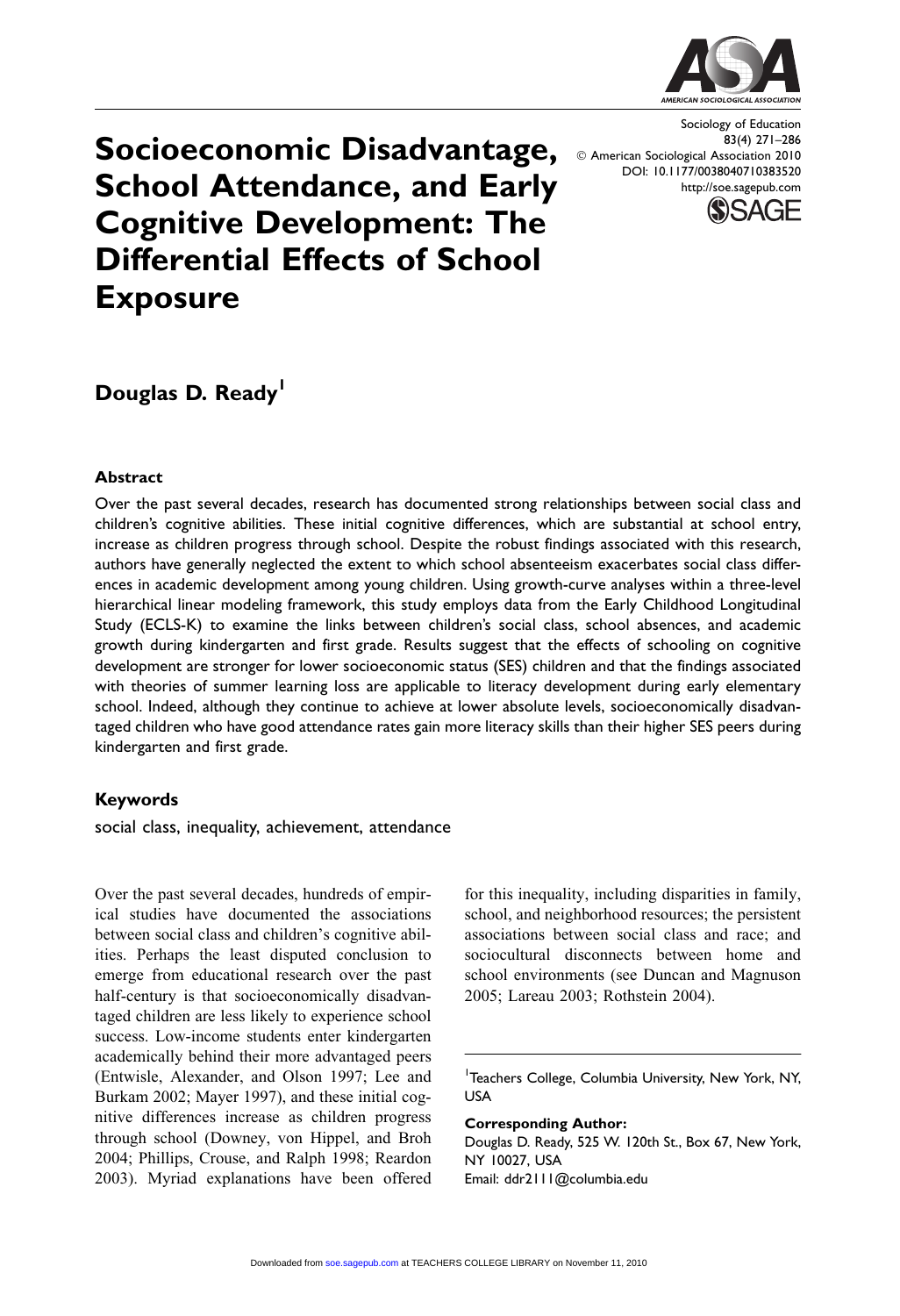# Socioeconomic Disadvantage, School Attendance, and Early Cognitive Development: The Differential Effects of School Exposure

**Douglas D. Ready**[1]

### Abstract

Over the past several decades, research has documented strong relationships between social class and children's cognitive abilities. These initial cognitive differences, which are substantial at school entry, increase as children progress through school. Despite the robust findings associated with this research, authors have generally neglected the extent to which school absenteeism exacerbates social class differences in academic development among young children. Using growth-curve analyses within a three-level hierarchical linear modeling framework, this study employs data from the Early Childhood Longitudinal Study (ECLS-K) to examine the links between children's social class, school absences, and academic growth during kindergarten and first grade. Results suggest that the effects of schooling on cognitive development are stronger for lower socioeconomic status (SES) children and that the findings associated with theories of summer learning loss are applicable to literacy development during early elementary school. Indeed, although they continue to achieve at lower absolute levels, socioeconomically disadvantaged children who have good attendance rates gain more literacy skills than their higher SES peers during kindergarten and first grade.

### Keywords

social class, inequality, achievement, attendance

Over the past several decades, hundreds of empirical studies have documented the associations between social class and children's cognitive abilities. Perhaps the least disputed conclusion to emerge from educational research over the past half-century is that socioeconomically disadvantaged children are less likely to experience school success. Low-income students enter kindergarten academically behind their more advantaged peers (Entwisle, Alexander, and Olson 1997; Lee and Burkam 2002; Mayer 1997), and these initial cognitive differences increase as children progress through school (Downey, von Hippel, and Broh 2004; Phillips, Crouse, and Ralph 1998; Reardon 2003). Myriad explanations have been offered for this inequality, including disparities in family, school, and neighborhood resources; the persistent associations between social class and race; and sociocultural disconnects between home and school environments (see Duncan and Magnuson 2005; Lareau 2003; Rothstein 2004).

[1]Teachers College, Columbia University, New York, NY, USA

**Corresponding Author:**
Douglas D. Ready, 525 W. 120th St., Box 67, New York, NY 10027, USA
Email: ddr2111@columbia.edu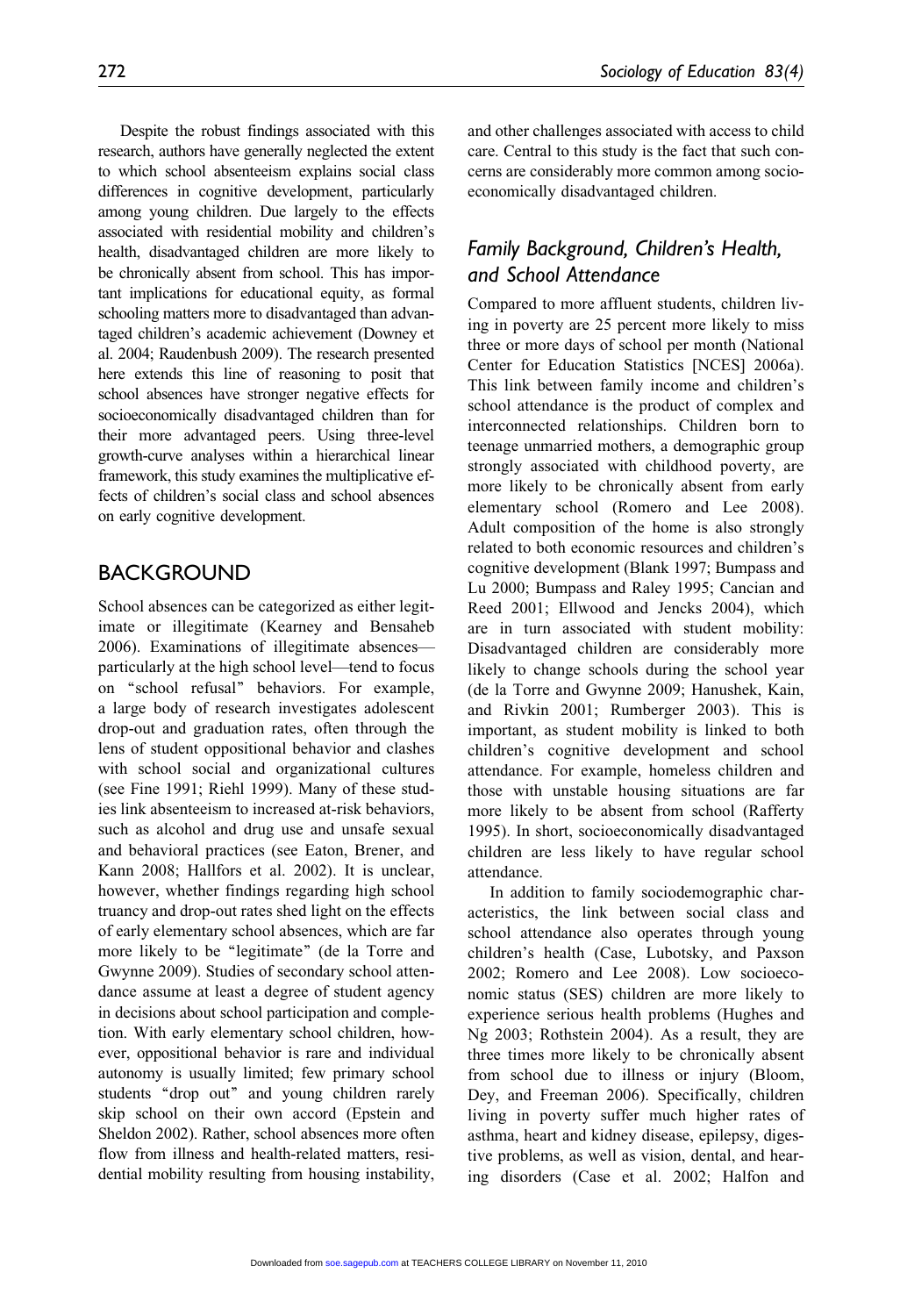Despite the robust findings associated with this research, authors have generally neglected the extent to which school absenteeism explains social class differences in cognitive development, particularly among young children. Due largely to the effects associated with residential mobility and children's health, disadvantaged children are more likely to be chronically absent from school. This has important implications for educational equity, as formal schooling matters more to disadvantaged than advantaged children's academic achievement (Downey et al. 2004; Raudenbush 2009). The research presented here extends this line of reasoning to posit that school absences have stronger negative effects for socioeconomically disadvantaged children than for their more advantaged peers. Using three-level growth-curve analyses within a hierarchical linear framework, this study examines the multiplicative effects of children's social class and school absences on early cognitive development.

## BACKGROUND

School absences can be categorized as either legitimate or illegitimate (Kearney and Bensaheb 2006). Examinations of illegitimate absences—particularly at the high school level—tend to focus on "school refusal" behaviors. For example, a large body of research investigates adolescent drop-out and graduation rates, often through the lens of student oppositional behavior and clashes with school social and organizational cultures (see Fine 1991; Riehl 1999). Many of these studies link absenteeism to increased at-risk behaviors, such as alcohol and drug use and unsafe sexual and behavioral practices (see Eaton, Brener, and Kann 2008; Hallfors et al. 2002). It is unclear, however, whether findings regarding high school truancy and drop-out rates shed light on the effects of early elementary school absences, which are far more likely to be "legitimate" (de la Torre and Gwynne 2009). Studies of secondary school attendance assume at least a degree of student agency in decisions about school participation and completion. With early elementary school children, however, oppositional behavior is rare and individual autonomy is usually limited; few primary school students "drop out" and young children rarely skip school on their own accord (Epstein and Sheldon 2002). Rather, school absences more often flow from illness and health-related matters, residential mobility resulting from housing instability, and other challenges associated with access to child care. Central to this study is the fact that such concerns are considerably more common among socioeconomically disadvantaged children.

### Family Background, Children's Health, and School Attendance

Compared to more affluent students, children living in poverty are 25 percent more likely to miss three or more days of school per month (National Center for Education Statistics [NCES] 2006a). This link between family income and children's school attendance is the product of complex and interconnected relationships. Children born to teenage unmarried mothers, a demographic group strongly associated with childhood poverty, are more likely to be chronically absent from early elementary school (Romero and Lee 2008). Adult composition of the home is also strongly related to both economic resources and children's cognitive development (Blank 1997; Bumpass and Lu 2000; Bumpass and Raley 1995; Cancian and Reed 2001; Ellwood and Jencks 2004), which are in turn associated with student mobility: Disadvantaged children are considerably more likely to change schools during the school year (de la Torre and Gwynne 2009; Hanushek, Kain, and Rivkin 2001; Rumberger 2003). This is important, as student mobility is linked to both children's cognitive development and school attendance. For example, homeless children and those with unstable housing situations are far more likely to be absent from school (Rafferty 1995). In short, socioeconomically disadvantaged children are less likely to have regular school attendance.

In addition to family sociodemographic characteristics, the link between social class and school attendance also operates through young children's health (Case, Lubotsky, and Paxson 2002; Romero and Lee 2008). Low socioeconomic status (SES) children are more likely to experience serious health problems (Hughes and Ng 2003; Rothstein 2004). As a result, they are three times more likely to be chronically absent from school due to illness or injury (Bloom, Dey, and Freeman 2006). Specifically, children living in poverty suffer much higher rates of asthma, heart and kidney disease, epilepsy, digestive problems, as well as vision, dental, and hearing disorders (Case et al. 2002; Halfon and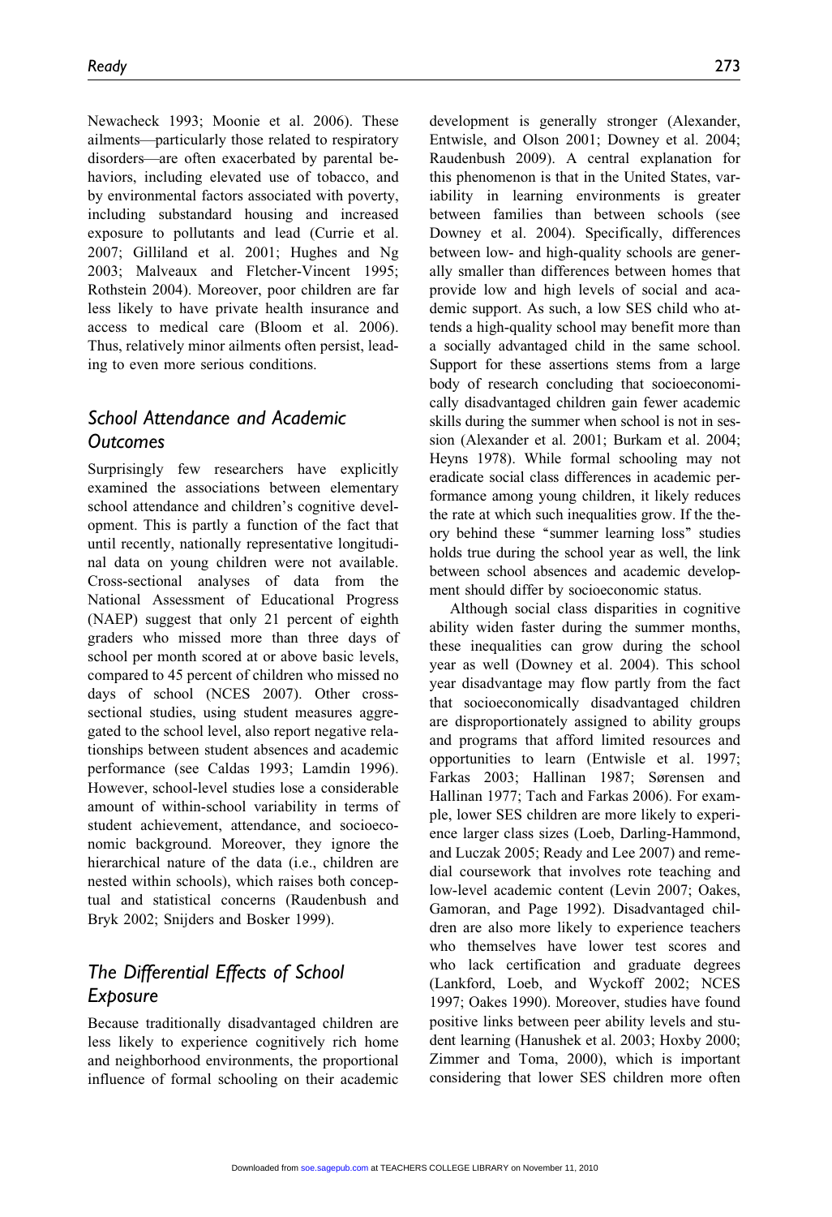Newacheck 1993; Moonie et al. 2006). These ailments—particularly those related to respiratory disorders—are often exacerbated by parental behaviors, including elevated use of tobacco, and by environmental factors associated with poverty, including substandard housing and increased exposure to pollutants and lead (Currie et al. 2007; Gilliland et al. 2001; Hughes and Ng 2003; Malveaux and Fletcher-Vincent 1995; Rothstein 2004). Moreover, poor children are far less likely to have private health insurance and access to medical care (Bloom et al. 2006). Thus, relatively minor ailments often persist, leading to even more serious conditions.

## School Attendance and Academic Outcomes

Surprisingly few researchers have explicitly examined the associations between elementary school attendance and children's cognitive development. This is partly a function of the fact that until recently, nationally representative longitudinal data on young children were not available. Cross-sectional analyses of data from the National Assessment of Educational Progress (NAEP) suggest that only 21 percent of eighth graders who missed more than three days of school per month scored at or above basic levels, compared to 45 percent of children who missed no days of school (NCES 2007). Other cross-sectional studies, using student measures aggregated to the school level, also report negative relationships between student absences and academic performance (see Caldas 1993; Lamdin 1996). However, school-level studies lose a considerable amount of within-school variability in terms of student achievement, attendance, and socioeconomic background. Moreover, they ignore the hierarchical nature of the data (i.e., children are nested within schools), which raises both conceptual and statistical concerns (Raudenbush and Bryk 2002; Snijders and Bosker 1999).

## The Differential Effects of School Exposure

Because traditionally disadvantaged children are less likely to experience cognitively rich home and neighborhood environments, the proportional influence of formal schooling on their academic development is generally stronger (Alexander, Entwisle, and Olson 2001; Downey et al. 2004; Raudenbush 2009). A central explanation for this phenomenon is that in the United States, variability in learning environments is greater between families than between schools (see Downey et al. 2004). Specifically, differences between low- and high-quality schools are generally smaller than differences between homes that provide low and high levels of social and academic support. As such, a low SES child who attends a high-quality school may benefit more than a socially advantaged child in the same school. Support for these assertions stems from a large body of research concluding that socioeconomically disadvantaged children gain fewer academic skills during the summer when school is not in session (Alexander et al. 2001; Burkam et al. 2004; Heyns 1978). While formal schooling may not eradicate social class differences in academic performance among young children, it likely reduces the rate at which such inequalities grow. If the theory behind these "summer learning loss" studies holds true during the school year as well, the link between school absences and academic development should differ by socioeconomic status.

Although social class disparities in cognitive ability widen faster during the summer months, these inequalities can grow during the school year as well (Downey et al. 2004). This school year disadvantage may flow partly from the fact that socioeconomically disadvantaged children are disproportionately assigned to ability groups and programs that afford limited resources and opportunities to learn (Entwisle et al. 1997; Farkas 2003; Hallinan 1987; Sørensen and Hallinan 1977; Tach and Farkas 2006). For example, lower SES children are more likely to experience larger class sizes (Loeb, Darling-Hammond, and Luczak 2005; Ready and Lee 2007) and remedial coursework that involves rote teaching and low-level academic content (Levin 2007; Oakes, Gamoran, and Page 1992). Disadvantaged children are also more likely to experience teachers who themselves have lower test scores and who lack certification and graduate degrees (Lankford, Loeb, and Wyckoff 2002; NCES 1997; Oakes 1990). Moreover, studies have found positive links between peer ability levels and student learning (Hanushek et al. 2003; Hoxby 2000; Zimmer and Toma, 2000), which is important considering that lower SES children more often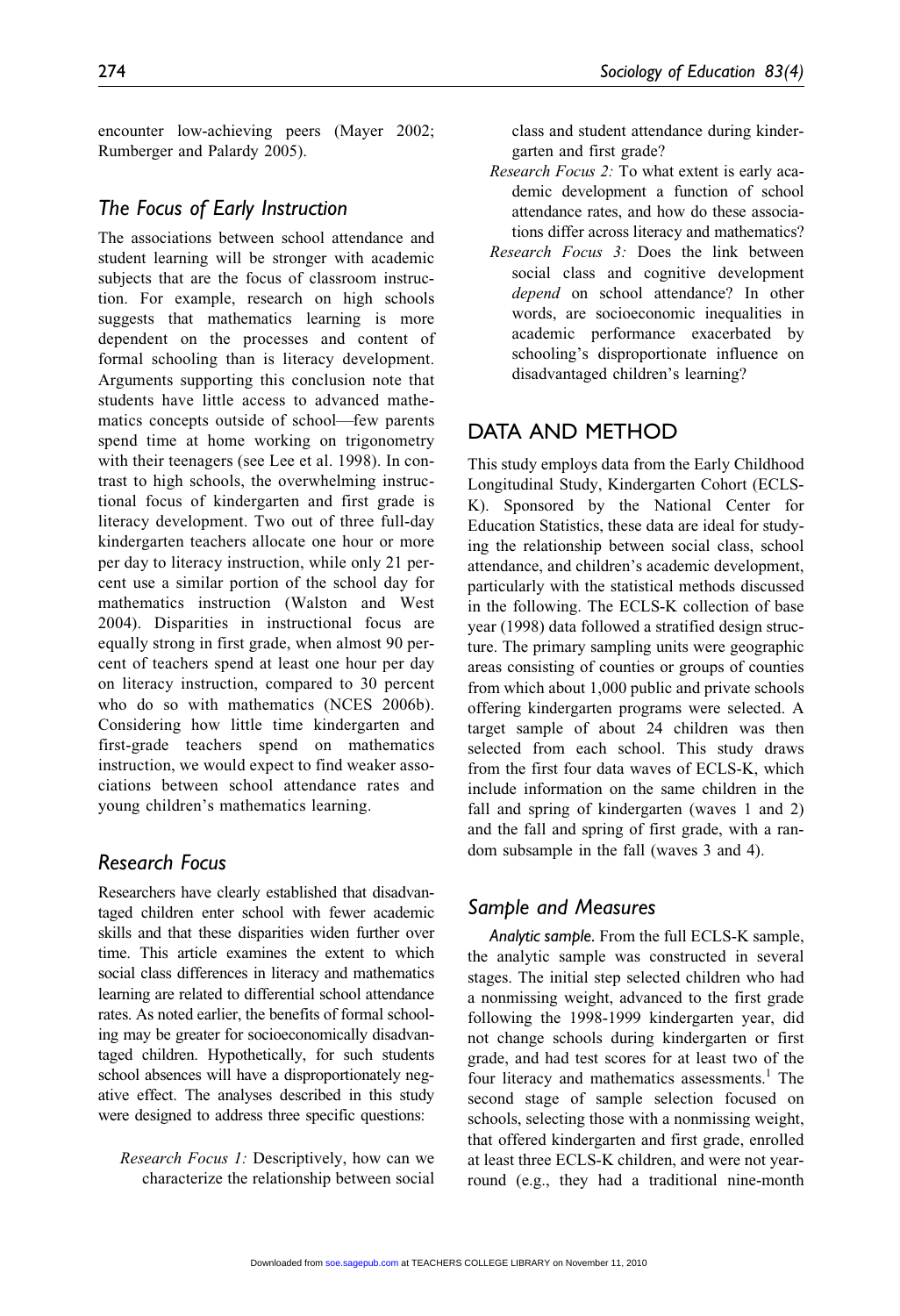encounter low-achieving peers (Mayer 2002; Rumberger and Palardy 2005).

## The Focus of Early Instruction

The associations between school attendance and student learning will be stronger with academic subjects that are the focus of classroom instruction. For example, research on high schools suggests that mathematics learning is more dependent on the processes and content of formal schooling than is literacy development. Arguments supporting this conclusion note that students have little access to advanced mathematics concepts outside of school—few parents spend time at home working on trigonometry with their teenagers (see Lee et al. 1998). In contrast to high schools, the overwhelming instructional focus of kindergarten and first grade is literacy development. Two out of three full-day kindergarten teachers allocate one hour or more per day to literacy instruction, while only 21 percent use a similar portion of the school day for mathematics instruction (Walston and West 2004). Disparities in instructional focus are equally strong in first grade, when almost 90 percent of teachers spend at least one hour per day on literacy instruction, compared to 30 percent who do so with mathematics (NCES 2006b). Considering how little time kindergarten and first-grade teachers spend on mathematics instruction, we would expect to find weaker associations between school attendance rates and young children's mathematics learning.

## Research Focus

Researchers have clearly established that disadvantaged children enter school with fewer academic skills and that these disparities widen further over time. This article examines the extent to which social class differences in literacy and mathematics learning are related to differential school attendance rates. As noted earlier, the benefits of formal schooling may be greater for socioeconomically disadvantaged children. Hypothetically, for such students school absences will have a disproportionately negative effect. The analyses described in this study were designed to address three specific questions:

*Research Focus 1:* Descriptively, how can we characterize the relationship between social class and student attendance during kindergarten and first grade?

*Research Focus 2:* To what extent is early academic development a function of school attendance rates, and how do these associations differ across literacy and mathematics?

*Research Focus 3:* Does the link between social class and cognitive development *depend* on school attendance? In other words, are socioeconomic inequalities in academic performance exacerbated by schooling's disproportionate influence on disadvantaged children's learning?

# DATA AND METHOD

This study employs data from the Early Childhood Longitudinal Study, Kindergarten Cohort (ECLS-K). Sponsored by the National Center for Education Statistics, these data are ideal for studying the relationship between social class, school attendance, and children's academic development, particularly with the statistical methods discussed in the following. The ECLS-K collection of base year (1998) data followed a stratified design structure. The primary sampling units were geographic areas consisting of counties or groups of counties from which about 1,000 public and private schools offering kindergarten programs were selected. A target sample of about 24 children was then selected from each school. This study draws from the first four data waves of ECLS-K, which include information on the same children in the fall and spring of kindergarten (waves 1 and 2) and the fall and spring of first grade, with a random subsample in the fall (waves 3 and 4).

## Sample and Measures

*Analytic sample.* From the full ECLS-K sample, the analytic sample was constructed in several stages. The initial step selected children who had a nonmissing weight, advanced to the first grade following the 1998-1999 kindergarten year, did not change schools during kindergarten or first grade, and had test scores for at least two of the four literacy and mathematics assessments.[1] The second stage of sample selection focused on schools, selecting those with a nonmissing weight, that offered kindergarten and first grade, enrolled at least three ECLS-K children, and were not year-round (e.g., they had a traditional nine-month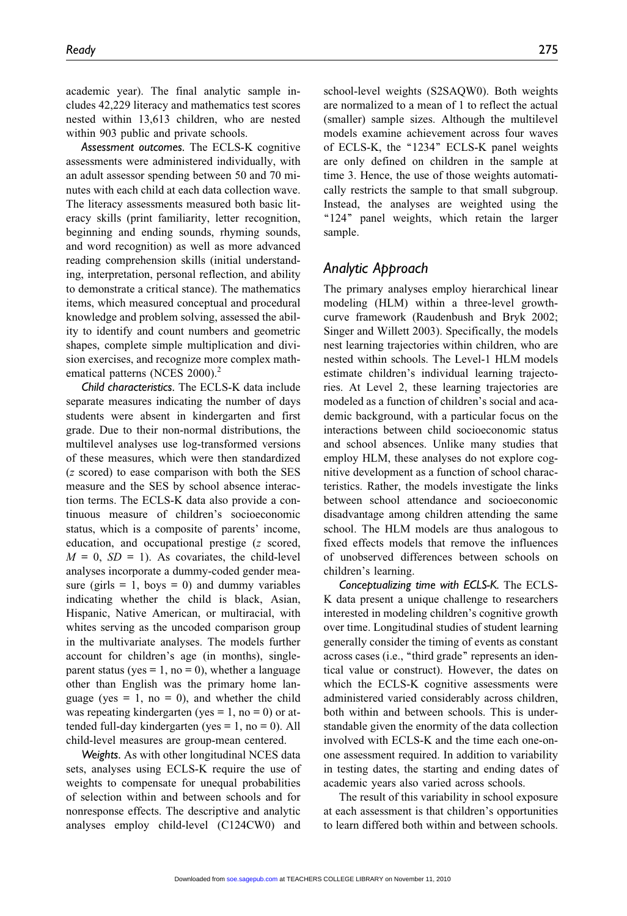academic year). The final analytic sample includes 42,229 literacy and mathematics test scores nested within 13,613 children, who are nested within 903 public and private schools.

*Assessment outcomes.* The ECLS-K cognitive assessments were administered individually, with an adult assessor spending between 50 and 70 minutes with each child at each data collection wave. The literacy assessments measured both basic literacy skills (print familiarity, letter recognition, beginning and ending sounds, rhyming sounds, and word recognition) as well as more advanced reading comprehension skills (initial understanding, interpretation, personal reflection, and ability to demonstrate a critical stance). The mathematics items, which measured conceptual and procedural knowledge and problem solving, assessed the ability to identify and count numbers and geometric shapes, complete simple multiplication and division exercises, and recognize more complex mathematical patterns (NCES 2000).[2]

*Child characteristics.* The ECLS-K data include separate measures indicating the number of days students were absent in kindergarten and first grade. Due to their non-normal distributions, the multilevel analyses use log-transformed versions of these measures, which were then standardized ($z$ scored) to ease comparison with both the SES measure and the SES by school absence interaction terms. The ECLS-K data also provide a continuous measure of children's socioeconomic status, which is a composite of parents' income, education, and occupational prestige ($z$ scored, $M$ = 0, $SD$ = 1). As covariates, the child-level analyses incorporate a dummy-coded gender measure (girls = 1, boys = 0) and dummy variables indicating whether the child is black, Asian, Hispanic, Native American, or multiracial, with whites serving as the uncoded comparison group in the multivariate analyses. The models further account for children's age (in months), single-parent status (yes = 1, no = 0), whether a language other than English was the primary home language (yes = 1, no = 0), and whether the child was repeating kindergarten (yes = 1, no = 0) or attended full-day kindergarten (yes = 1, no = 0). All child-level measures are group-mean centered.

*Weights.* As with other longitudinal NCES data sets, analyses using ECLS-K require the use of weights to compensate for unequal probabilities of selection within and between schools and for nonresponse effects. The descriptive and analytic analyses employ child-level (C124CW0) and school-level weights (S2SAQW0). Both weights are normalized to a mean of 1 to reflect the actual (smaller) sample sizes. Although the multilevel models examine achievement across four waves of ECLS-K, the "1234" ECLS-K panel weights are only defined on children in the sample at time 3. Hence, the use of those weights automatically restricts the sample to that small subgroup. Instead, the analyses are weighted using the "124" panel weights, which retain the larger sample.

## Analytic Approach

The primary analyses employ hierarchical linear modeling (HLM) within a three-level growth-curve framework (Raudenbush and Bryk 2002; Singer and Willett 2003). Specifically, the models nest learning trajectories within children, who are nested within schools. The Level-1 HLM models estimate children's individual learning trajectories. At Level 2, these learning trajectories are modeled as a function of children's social and academic background, with a particular focus on the interactions between child socioeconomic status and school absences. Unlike many studies that employ HLM, these analyses do not explore cognitive development as a function of school characteristics. Rather, the models investigate the links between school attendance and socioeconomic disadvantage among children attending the same school. The HLM models are thus analogous to fixed effects models that remove the influences of unobserved differences between schools on children's learning.

*Conceptualizing time with ECLS-K.* The ECLS-K data present a unique challenge to researchers interested in modeling children's cognitive growth over time. Longitudinal studies of student learning generally consider the timing of events as constant across cases (i.e., "third grade" represents an identical value or construct). However, the dates on which the ECLS-K cognitive assessments were administered varied considerably across children, both within and between schools. This is understandable given the enormity of the data collection involved with ECLS-K and the time each one-on-one assessment required. In addition to variability in testing dates, the starting and ending dates of academic years also varied across schools.

The result of this variability in school exposure at each assessment is that children's opportunities to learn differed both within and between schools.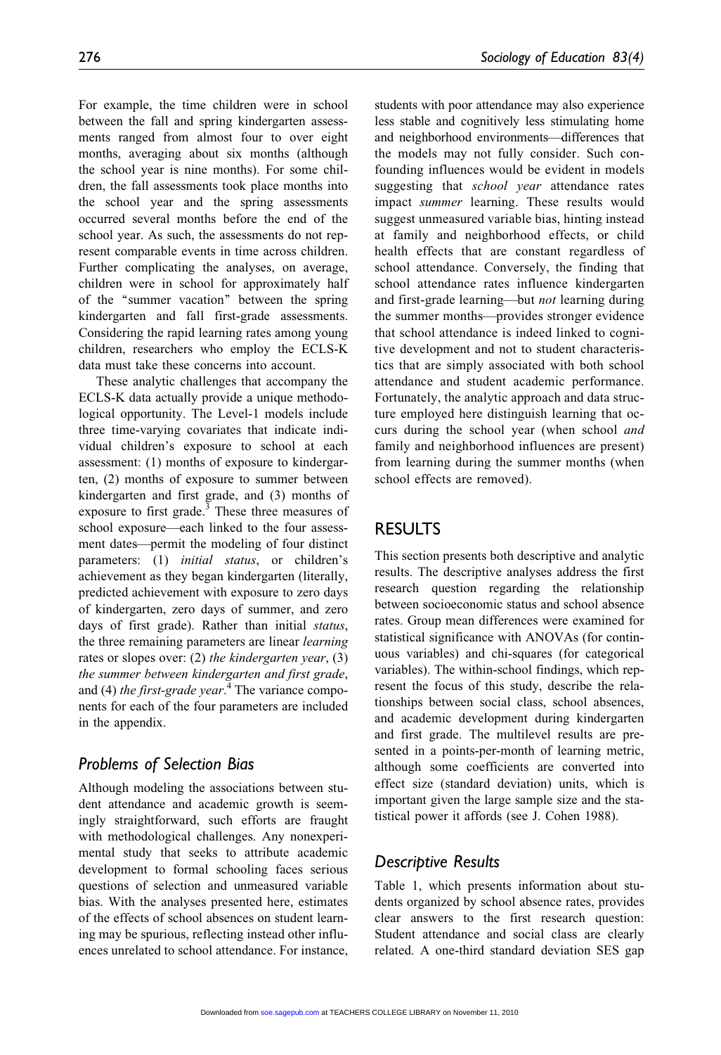For example, the time children were in school between the fall and spring kindergarten assessments ranged from almost four to over eight months, averaging about six months (although the school year is nine months). For some children, the fall assessments took place months into the school year and the spring assessments occurred several months before the end of the school year. As such, the assessments do not represent comparable events in time across children. Further complicating the analyses, on average, children were in school for approximately half of the "summer vacation" between the spring kindergarten and fall first-grade assessments. Considering the rapid learning rates among young children, researchers who employ the ECLS-K data must take these concerns into account.

These analytic challenges that accompany the ECLS-K data actually provide a unique methodological opportunity. The Level-1 models include three time-varying covariates that indicate individual children's exposure to school at each assessment: (1) months of exposure to kindergarten, (2) months of exposure to summer between kindergarten and first grade, and (3) months of exposure to first grade.[3] These three measures of school exposure—each linked to the four assessment dates—permit the modeling of four distinct parameters: (1) *initial status*, or children's achievement as they began kindergarten (literally, predicted achievement with exposure to zero days of kindergarten, zero days of summer, and zero days of first grade). Rather than initial *status*, the three remaining parameters are linear *learning* rates or slopes over: (2) *the kindergarten year*, (3) *the summer between kindergarten and first grade*, and (4) *the first-grade year*.[4] The variance components for each of the four parameters are included in the appendix.

### Problems of Selection Bias

Although modeling the associations between student attendance and academic growth is seemingly straightforward, such efforts are fraught with methodological challenges. Any nonexperimental study that seeks to attribute academic development to formal schooling faces serious questions of selection and unmeasured variable bias. With the analyses presented here, estimates of the effects of school absences on student learning may be spurious, reflecting instead other influences unrelated to school attendance. For instance, students with poor attendance may also experience less stable and cognitively less stimulating home and neighborhood environments—differences that the models may not fully consider. Such confounding influences would be evident in models suggesting that *school year* attendance rates impact *summer* learning. These results would suggest unmeasured variable bias, hinting instead at family and neighborhood effects, or child health effects that are constant regardless of school attendance. Conversely, the finding that school attendance rates influence kindergarten and first-grade learning—but *not* learning during the summer months—provides stronger evidence that school attendance is indeed linked to cognitive development and not to student characteristics that are simply associated with both school attendance and student academic performance. Fortunately, the analytic approach and data structure employed here distinguish learning that occurs during the school year (when school *and* family and neighborhood influences are present) from learning during the summer months (when school effects are removed).

## RESULTS

This section presents both descriptive and analytic results. The descriptive analyses address the first research question regarding the relationship between socioeconomic status and school absence rates. Group mean differences were examined for statistical significance with ANOVAs (for continuous variables) and chi-squares (for categorical variables). The within-school findings, which represent the focus of this study, describe the relationships between social class, school absences, and academic development during kindergarten and first grade. The multilevel results are presented in a points-per-month of learning metric, although some coefficients are converted into effect size (standard deviation) units, which is important given the large sample size and the statistical power it affords (see J. Cohen 1988).

### Descriptive Results

Table 1, which presents information about students organized by school absence rates, provides clear answers to the first research question: Student attendance and social class are clearly related. A one-third standard deviation SES gap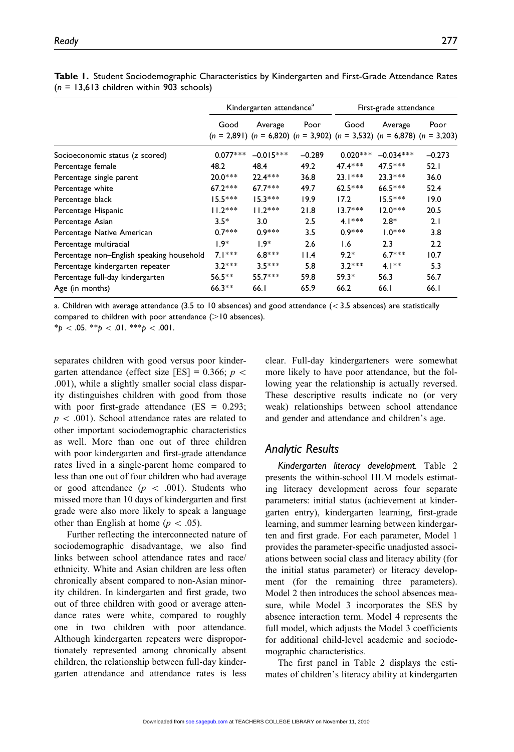**Table 1.** Student Sociodemographic Characteristics by Kindergarten and First-Grade Attendance Rates ($n$ = 13,613 children within 903 schools)

| | Kindergarten attendance[a] | | | First-grade attendance | | |
|---|---|---|---|---|---|---|
| | Good ($n$ = 2,891) | Average ($n$ = 6,820) | Poor ($n$ = 3,902) | Good ($n$ = 3,532) | Average ($n$ = 6,878) | Poor ($n$ = 3,203) |
| Socioeconomic status (z scored) | 0.077*** | −0.015*** | −0.289 | 0.020*** | −0.034*** | −0.273 |
| Percentage female | 48.2 | 48.4 | 49.2 | 47.4*** | 47.5*** | 52.1 |
| Percentage single parent | 20.0*** | 22.4*** | 36.8 | 23.1*** | 23.3*** | 36.0 |
| Percentage white | 67.2*** | 67.7*** | 49.7 | 62.5*** | 66.5*** | 52.4 |
| Percentage black | 15.5*** | 15.3*** | 19.9 | 17.2 | 15.5*** | 19.0 |
| Percentage Hispanic | 11.2*** | 11.2*** | 21.8 | 13.7*** | 12.0*** | 20.5 |
| Percentage Asian | 3.5* | 3.0 | 2.5 | 4.1*** | 2.8* | 2.1 |
| Percentage Native American | 0.7*** | 0.9*** | 3.5 | 0.9*** | 1.0*** | 3.8 |
| Percentage multiracial | 1.9* | 1.9* | 2.6 | 1.6 | 2.3 | 2.2 |
| Percentage non–English speaking household | 7.1*** | 6.8*** | 11.4 | 9.2* | 6.7*** | 10.7 |
| Percentage kindergarten repeater | 3.2*** | 3.5*** | 5.8 | 3.2*** | 4.1** | 5.3 |
| Percentage full-day kindergarten | 56.5** | 55.7*** | 59.8 | 59.3* | 56.3 | 56.7 |
| Age (in months) | 66.3** | 66.1 | 65.9 | 66.2 | 66.1 | 66.1 |

a. Children with average attendance (3.5 to 10 absences) and good attendance (< 3.5 absences) are statistically compared to children with poor attendance (>10 absences).

*$p < .05$. **$p < .01$. ***$p < .001$.

separates children with good versus poor kindergarten attendance (effect size [ES] = 0.366; $p < .001$), while a slightly smaller social class disparity distinguishes children with good from those with poor first-grade attendance (ES = 0.293; $p < .001$). School attendance rates are related to other important sociodemographic characteristics as well. More than one out of three children with poor kindergarten and first-grade attendance rates lived in a single-parent home compared to less than one out of four children who had average or good attendance ($p < .001$). Students who missed more than 10 days of kindergarten and first grade were also more likely to speak a language other than English at home ($p < .05$).

Further reflecting the interconnected nature of sociodemographic disadvantage, we also find links between school attendance rates and race/ethnicity. White and Asian children are less often chronically absent compared to non-Asian minority children. In kindergarten and first grade, two out of three children with good or average attendance rates were white, compared to roughly one in two children with poor attendance. Although kindergarten repeaters were disproportionately represented among chronically absent children, the relationship between full-day kindergarten attendance and attendance rates is less clear. Full-day kindergarteners were somewhat more likely to have poor attendance, but the following year the relationship is actually reversed. These descriptive results indicate no (or very weak) relationships between school attendance and gender and attendance and children's age.

## Analytic Results

*Kindergarten literacy development.* Table 2 presents the within-school HLM models estimating literacy development across four separate parameters: initial status (achievement at kindergarten entry), kindergarten learning, first-grade learning, and summer learning between kindergarten and first grade. For each parameter, Model 1 provides the parameter-specific unadjusted associations between social class and literacy ability (for the initial status parameter) or literacy development (for the remaining three parameters). Model 2 then introduces the school absences measure, while Model 3 incorporates the SES by absence interaction term. Model 4 represents the full model, which adjusts the Model 3 coefficients for additional child-level academic and sociodemographic characteristics.

The first panel in Table 2 displays the estimates of children's literacy ability at kindergarten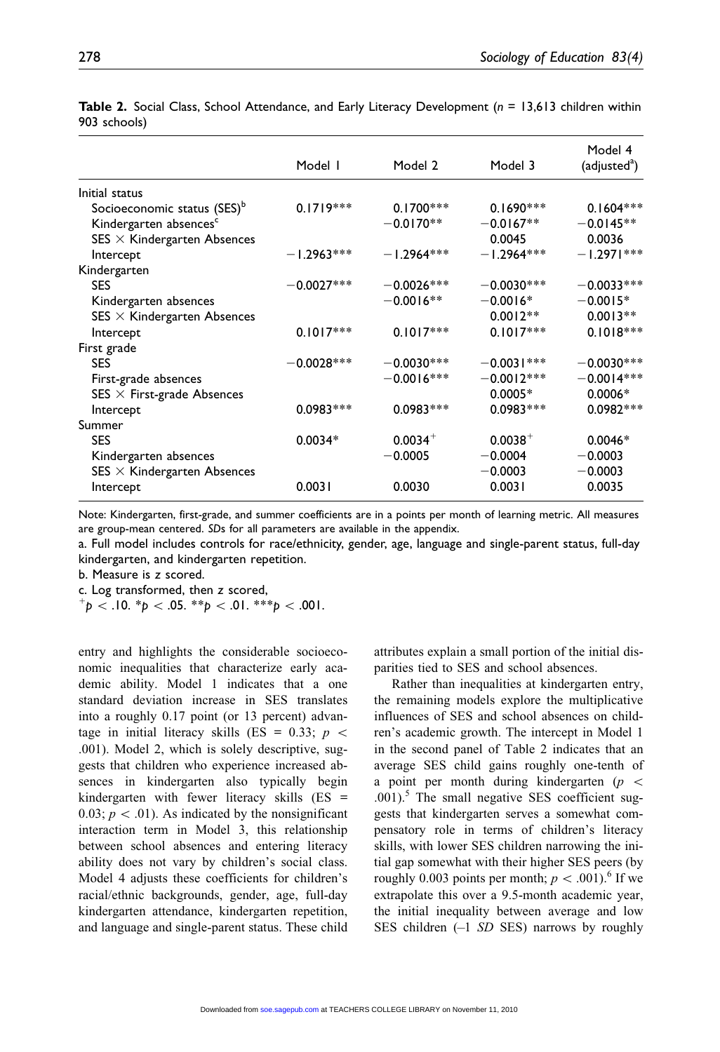**Table 2.** Social Class, School Attendance, and Early Literacy Development (*n* = 13,613 children within 903 schools)

| | Model 1 | Model 2 | Model 3 | Model 4 (adjusted[a]) |
|---|---|---|---|---|
| Initial status | | | | |
| Socioeconomic status (SES)[b] | 0.1719*** | 0.1700*** | 0.1690*** | 0.1604*** |
| Kindergarten absences[c] | | −0.0170** | −0.0167** | −0.0145** |
| SES × Kindergarten Absences | | | 0.0045 | 0.0036 |
| Intercept | −1.2963*** | −1.2964*** | −1.2964*** | −1.2971*** |
| Kindergarten | | | | |
| SES | −0.0027*** | −0.0026*** | −0.0030*** | −0.0033*** |
| Kindergarten absences | | −0.0016** | −0.0016* | −0.0015* |
| SES × Kindergarten Absences | | | 0.0012** | 0.0013** |
| Intercept | 0.1017*** | 0.1017*** | 0.1017*** | 0.1018*** |
| First grade | | | | |
| SES | −0.0028*** | −0.0030*** | −0.0031*** | −0.0030*** |
| First-grade absences | | −0.0016*** | −0.0012*** | −0.0014*** |
| SES × First-grade Absences | | | 0.0005* | 0.0006* |
| Intercept | 0.0983*** | 0.0983*** | 0.0983*** | 0.0982*** |
| Summer | | | | |
| SES | 0.0034* | 0.0034$^{+}$ | 0.0038$^{+}$ | 0.0046* |
| Kindergarten absences | | −0.0005 | −0.0004 | −0.0003 |
| SES × Kindergarten Absences | | | −0.0003 | −0.0003 |
| Intercept | 0.0031 | 0.0030 | 0.0031 | 0.0035 |

Note: Kindergarten, first-grade, and summer coefficients are in a points per month of learning metric. All measures are group-mean centered. *SD*s for all parameters are available in the appendix.

a. Full model includes controls for race/ethnicity, gender, age, language and single-parent status, full-day kindergarten, and kindergarten repetition.

b. Measure is *z* scored.

c. Log transformed, then *z* scored,

$^{+}p < .10$. $^{*}p < .05$. $^{**}p < .01$. $^{***}p < .001$.

entry and highlights the considerable socioeconomic inequalities that characterize early academic ability. Model 1 indicates that a one standard deviation increase in SES translates into a roughly 0.17 point (or 13 percent) advantage in initial literacy skills (ES = 0.33; $p < .001$). Model 2, which is solely descriptive, suggests that children who experience increased absences in kindergarten also typically begin kindergarten with fewer literacy skills (ES = 0.03; $p < .01$). As indicated by the nonsignificant interaction term in Model 3, this relationship between school absences and entering literacy ability does not vary by children's social class. Model 4 adjusts these coefficients for children's racial/ethnic backgrounds, gender, age, full-day kindergarten attendance, kindergarten repetition, and language and single-parent status. These child attributes explain a small portion of the initial disparities tied to SES and school absences.

Rather than inequalities at kindergarten entry, the remaining models explore the multiplicative influences of SES and school absences on children's academic growth. The intercept in Model 1 in the second panel of Table 2 indicates that an average SES child gains roughly one-tenth of a point per month during kindergarten ($p < .001$).[5] The small negative SES coefficient suggests that kindergarten serves a somewhat compensatory role in terms of children's literacy skills, with lower SES children narrowing the initial gap somewhat with their higher SES peers (by roughly 0.003 points per month; $p < .001$).[6] If we extrapolate this over a 9.5-month academic year, the initial inequality between average and low SES children (–1 *SD* SES) narrows by roughly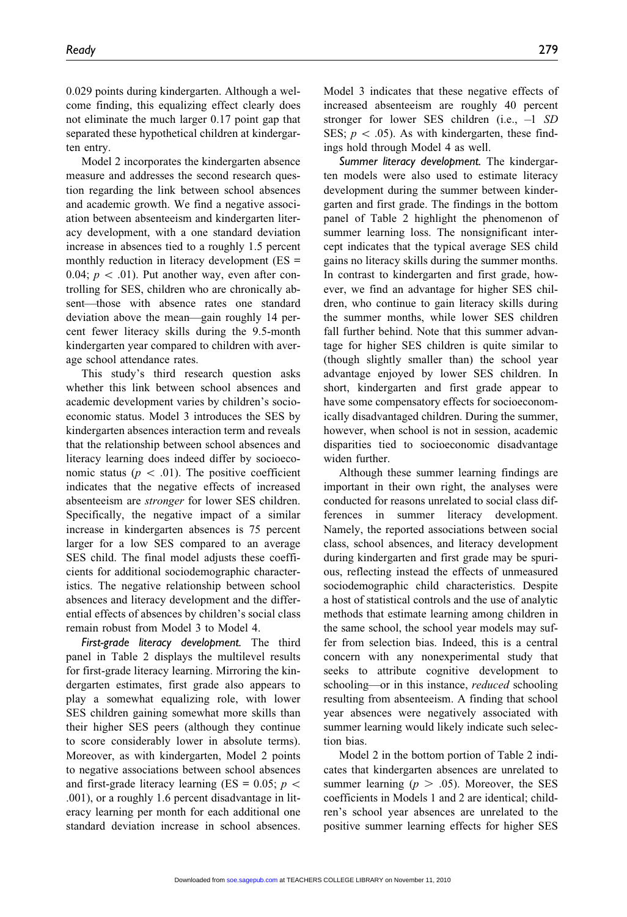0.029 points during kindergarten. Although a welcome finding, this equalizing effect clearly does not eliminate the much larger 0.17 point gap that separated these hypothetical children at kindergarten entry.

Model 2 incorporates the kindergarten absence measure and addresses the second research question regarding the link between school absences and academic growth. We find a negative association between absenteeism and kindergarten literacy development, with a one standard deviation increase in absences tied to a roughly 1.5 percent monthly reduction in literacy development (ES = 0.04; $p < .01$). Put another way, even after controlling for SES, children who are chronically absent—those with absence rates one standard deviation above the mean—gain roughly 14 percent fewer literacy skills during the 9.5-month kindergarten year compared to children with average school attendance rates.

This study's third research question asks whether this link between school absences and academic development varies by children's socioeconomic status. Model 3 introduces the SES by kindergarten absences interaction term and reveals that the relationship between school absences and literacy learning does indeed differ by socioeconomic status ($p < .01$). The positive coefficient indicates that the negative effects of increased absenteeism are *stronger* for lower SES children. Specifically, the negative impact of a similar increase in kindergarten absences is 75 percent larger for a low SES compared to an average SES child. The final model adjusts these coefficients for additional sociodemographic characteristics. The negative relationship between school absences and literacy development and the differential effects of absences by children's social class remain robust from Model 3 to Model 4.

*First-grade literacy development.* The third panel in Table 2 displays the multilevel results for first-grade literacy learning. Mirroring the kindergarten estimates, first grade also appears to play a somewhat equalizing role, with lower SES children gaining somewhat more skills than their higher SES peers (although they continue to score considerably lower in absolute terms). Moreover, as with kindergarten, Model 2 points to negative associations between school absences and first-grade literacy learning (ES = 0.05; $p < .001$), or a roughly 1.6 percent disadvantage in literacy learning per month for each additional one standard deviation increase in school absences. Model 3 indicates that these negative effects of increased absenteeism are roughly 40 percent stronger for lower SES children (i.e., –1 *SD* SES; $p < .05$). As with kindergarten, these findings hold through Model 4 as well.

*Summer literacy development.* The kindergarten models were also used to estimate literacy development during the summer between kindergarten and first grade. The findings in the bottom panel of Table 2 highlight the phenomenon of summer learning loss. The nonsignificant intercept indicates that the typical average SES child gains no literacy skills during the summer months. In contrast to kindergarten and first grade, however, we find an advantage for higher SES children, who continue to gain literacy skills during the summer months, while lower SES children fall further behind. Note that this summer advantage for higher SES children is quite similar to (though slightly smaller than) the school year advantage enjoyed by lower SES children. In short, kindergarten and first grade appear to have some compensatory effects for socioeconomically disadvantaged children. During the summer, however, when school is not in session, academic disparities tied to socioeconomic disadvantage widen further.

Although these summer learning findings are important in their own right, the analyses were conducted for reasons unrelated to social class differences in summer literacy development. Namely, the reported associations between social class, school absences, and literacy development during kindergarten and first grade may be spurious, reflecting instead the effects of unmeasured sociodemographic child characteristics. Despite a host of statistical controls and the use of analytic methods that estimate learning among children in the same school, the school year models may suffer from selection bias. Indeed, this is a central concern with any nonexperimental study that seeks to attribute cognitive development to schooling—or in this instance, *reduced* schooling resulting from absenteeism. A finding that school year absences were negatively associated with summer learning would likely indicate such selection bias.

Model 2 in the bottom portion of Table 2 indicates that kindergarten absences are unrelated to summer learning ($p > .05$). Moreover, the SES coefficients in Models 1 and 2 are identical; children's school year absences are unrelated to the positive summer learning effects for higher SES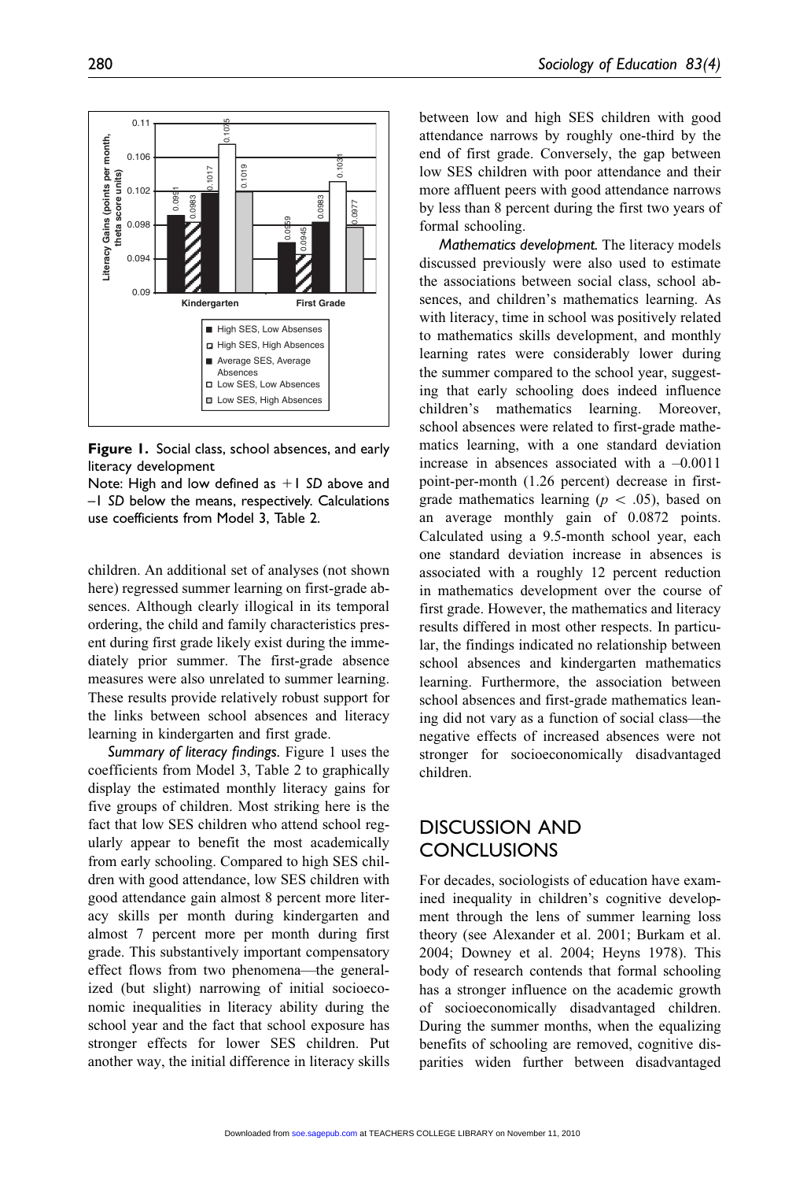Figure 1. Social class, school absences, and early literacy development

Note: High and low defined as +1 *SD* above and –1 *SD* below the means, respectively. Calculations use coefficients from Model 3, Table 2.

children. An additional set of analyses (not shown here) regressed summer learning on first-grade absences. Although clearly illogical in its temporal ordering, the child and family characteristics present during first grade likely exist during the immediately prior summer. The first-grade absence measures were also unrelated to summer learning. These results provide relatively robust support for the links between school absences and literacy learning in kindergarten and first grade.

*Summary of literacy findings.* Figure 1 uses the coefficients from Model 3, Table 2 to graphically display the estimated monthly literacy gains for five groups of children. Most striking here is the fact that low SES children who attend school regularly appear to benefit the most academically from early schooling. Compared to high SES children with good attendance, low SES children with good attendance gain almost 8 percent more literacy skills per month during kindergarten and almost 7 percent more per month during first grade. This substantively important compensatory effect flows from two phenomena—the generalized (but slight) narrowing of initial socioeconomic inequalities in literacy ability during the school year and the fact that school exposure has stronger effects for lower SES children. Put another way, the initial difference in literacy skills between low and high SES children with good attendance narrows by roughly one-third by the end of first grade. Conversely, the gap between low SES children with poor attendance and their more affluent peers with good attendance narrows by less than 8 percent during the first two years of formal schooling.

*Mathematics development.* The literacy models discussed previously were also used to estimate the associations between social class, school absences, and children's mathematics learning. As with literacy, time in school was positively related to mathematics skills development, and monthly learning rates were considerably lower during the summer compared to the school year, suggesting that early schooling does indeed influence children's mathematics learning. Moreover, school absences were related to first-grade mathematics learning, with a one standard deviation increase in absences associated with a –0.0011 point-per-month (1.26 percent) decrease in first-grade mathematics learning ($p < .05$), based on an average monthly gain of 0.0872 points. Calculated using a 9.5-month school year, each one standard deviation increase in absences is associated with a roughly 12 percent reduction in mathematics development over the course of first grade. However, the mathematics and literacy results differed in most other respects. In particular, the findings indicated no relationship between school absences and kindergarten mathematics learning. Furthermore, the association between school absences and first-grade mathematics leaning did not vary as a function of social class—the negative effects of increased absences were not stronger for socioeconomically disadvantaged children.

# DISCUSSION AND CONCLUSIONS

For decades, sociologists of education have examined inequality in children's cognitive development through the lens of summer learning loss theory (see Alexander et al. 2001; Burkam et al. 2004; Downey et al. 2004; Heyns 1978). This body of research contends that formal schooling has a stronger influence on the academic growth of socioeconomically disadvantaged children. During the summer months, when the equalizing benefits of schooling are removed, cognitive disparities widen further between disadvantaged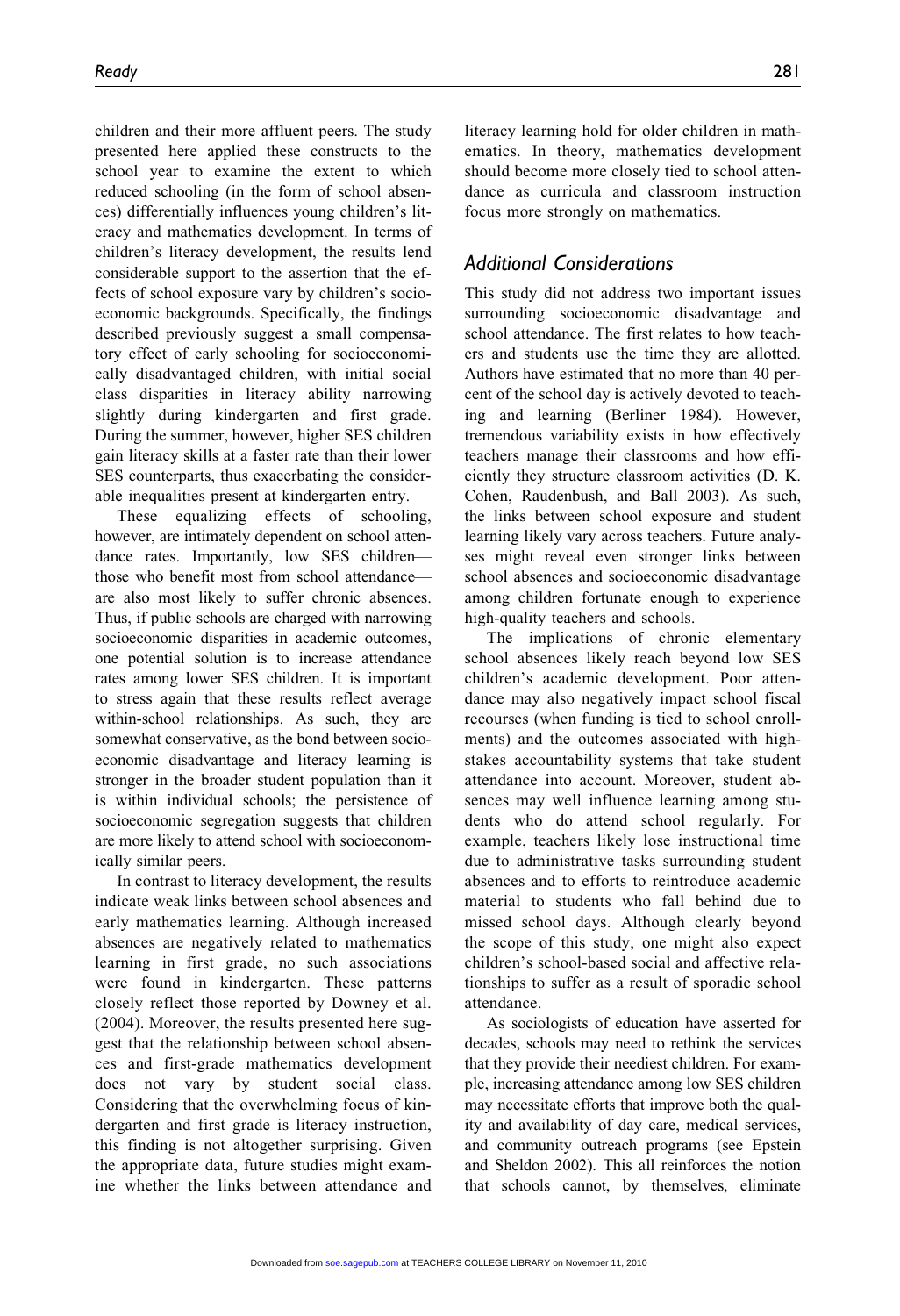children and their more affluent peers. The study presented here applied these constructs to the school year to examine the extent to which reduced schooling (in the form of school absences) differentially influences young children's literacy and mathematics development. In terms of children's literacy development, the results lend considerable support to the assertion that the effects of school exposure vary by children's socioeconomic backgrounds. Specifically, the findings described previously suggest a small compensatory effect of early schooling for socioeconomically disadvantaged children, with initial social class disparities in literacy ability narrowing slightly during kindergarten and first grade. During the summer, however, higher SES children gain literacy skills at a faster rate than their lower SES counterparts, thus exacerbating the considerable inequalities present at kindergarten entry.

These equalizing effects of schooling, however, are intimately dependent on school attendance rates. Importantly, low SES children—those who benefit most from school attendance—are also most likely to suffer chronic absences. Thus, if public schools are charged with narrowing socioeconomic disparities in academic outcomes, one potential solution is to increase attendance rates among lower SES children. It is important to stress again that these results reflect average within-school relationships. As such, they are somewhat conservative, as the bond between socioeconomic disadvantage and literacy learning is stronger in the broader student population than it is within individual schools; the persistence of socioeconomic segregation suggests that children are more likely to attend school with socioeconomically similar peers.

In contrast to literacy development, the results indicate weak links between school absences and early mathematics learning. Although increased absences are negatively related to mathematics learning in first grade, no such associations were found in kindergarten. These patterns closely reflect those reported by Downey et al. (2004). Moreover, the results presented here suggest that the relationship between school absences and first-grade mathematics development does not vary by student social class. Considering that the overwhelming focus of kindergarten and first grade is literacy instruction, this finding is not altogether surprising. Given the appropriate data, future studies might examine whether the links between attendance and literacy learning hold for older children in mathematics. In theory, mathematics development should become more closely tied to school attendance as curricula and classroom instruction focus more strongly on mathematics.

## *Additional Considerations*

This study did not address two important issues surrounding socioeconomic disadvantage and school attendance. The first relates to how teachers and students use the time they are allotted. Authors have estimated that no more than 40 percent of the school day is actively devoted to teaching and learning (Berliner 1984). However, tremendous variability exists in how effectively teachers manage their classrooms and how efficiently they structure classroom activities (D. K. Cohen, Raudenbush, and Ball 2003). As such, the links between school exposure and student learning likely vary across teachers. Future analyses might reveal even stronger links between school absences and socioeconomic disadvantage among children fortunate enough to experience high-quality teachers and schools.

The implications of chronic elementary school absences likely reach beyond low SES children's academic development. Poor attendance may also negatively impact school fiscal recourses (when funding is tied to school enrollments) and the outcomes associated with high-stakes accountability systems that take student attendance into account. Moreover, student absences may well influence learning among students who do attend school regularly. For example, teachers likely lose instructional time due to administrative tasks surrounding student absences and to efforts to reintroduce academic material to students who fall behind due to missed school days. Although clearly beyond the scope of this study, one might also expect children's school-based social and affective relationships to suffer as a result of sporadic school attendance.

As sociologists of education have asserted for decades, schools may need to rethink the services that they provide their neediest children. For example, increasing attendance among low SES children may necessitate efforts that improve both the quality and availability of day care, medical services, and community outreach programs (see Epstein and Sheldon 2002). This all reinforces the notion that schools cannot, by themselves, eliminate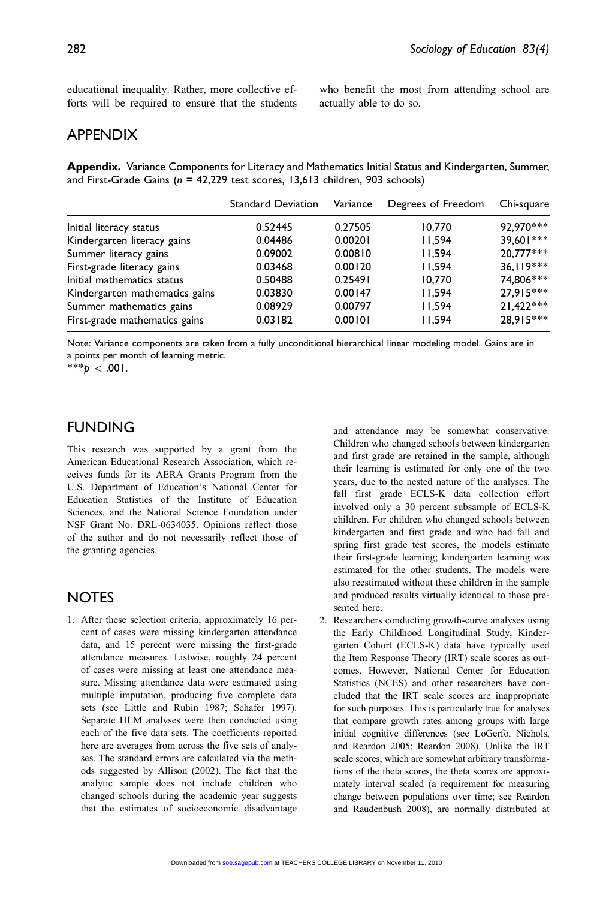educational inequality. Rather, more collective efforts will be required to ensure that the students who benefit the most from attending school are actually able to do so.

## APPENDIX

**Appendix.** Variance Components for Literacy and Mathematics Initial Status and Kindergarten, Summer, and First-Grade Gains ($n$ = 42,229 test scores, 13,613 children, 903 schools)

| | Standard Deviation | Variance | Degrees of Freedom | Chi-square |
|---|---|---|---|---|
| Initial literacy status | 0.52445 | 0.27505 | 10,770 | 92,970*** |
| Kindergarten literacy gains | 0.04486 | 0.00201 | 11,594 | 39,601*** |
| Summer literacy gains | 0.09002 | 0.00810 | 11,594 | 20,777*** |
| First-grade literacy gains | 0.03468 | 0.00120 | 11,594 | 36,119*** |
| Initial mathematics status | 0.50488 | 0.25491 | 10,770 | 74,806*** |
| Kindergarten mathematics gains | 0.03830 | 0.00147 | 11,594 | 27,915*** |
| Summer mathematics gains | 0.08929 | 0.00797 | 11,594 | 21,422*** |
| First-grade mathematics gains | 0.03182 | 0.00101 | 11,594 | 28,915*** |

Note: Variance components are taken from a fully unconditional hierarchical linear modeling model. Gains are in a points per month of learning metric.
***$p < .001$.

## FUNDING

This research was supported by a grant from the American Educational Research Association, which receives funds for its AERA Grants Program from the U.S. Department of Education's National Center for Education Statistics of the Institute of Education Sciences, and the National Science Foundation under NSF Grant No. DRL-0634035. Opinions reflect those of the author and do not necessarily reflect those of the granting agencies.

## NOTES

1. After these selection criteria, approximately 16 percent of cases were missing kindergarten attendance data, and 15 percent were missing the first-grade attendance measures. Listwise, roughly 24 percent of cases were missing at least one attendance measure. Missing attendance data were estimated using multiple imputation, producing five complete data sets (see Little and Rubin 1987; Schafer 1997). Separate HLM analyses were then conducted using each of the five data sets. The coefficients reported here are averages from across the five sets of analyses. The standard errors are calculated via the methods suggested by Allison (2002). The fact that the analytic sample does not include children who changed schools during the academic year suggests that the estimates of socioeconomic disadvantage and attendance may be somewhat conservative. Children who changed schools between kindergarten and first grade are retained in the sample, although their learning is estimated for only one of the two years, due to the nested nature of the analyses. The fall first grade ECLS-K data collection effort involved only a 30 percent subsample of ECLS-K children. For children who changed schools between kindergarten and first grade and who had fall and spring first grade test scores, the models estimate their first-grade learning; kindergarten learning was estimated for the other students. The models were also reestimated without these children in the sample and produced results virtually identical to those presented here.
2. Researchers conducting growth-curve analyses using the Early Childhood Longitudinal Study, Kindergarten Cohort (ECLS-K) data have typically used the Item Response Theory (IRT) scale scores as outcomes. However, National Center for Education Statistics (NCES) and other researchers have concluded that the IRT scale scores are inappropriate for such purposes. This is particularly true for analyses that compare growth rates among groups with large initial cognitive differences (see LoGerfo, Nichols, and Reardon 2005; Reardon 2008). Unlike the IRT scale scores, which are somewhat arbitrary transformations of the theta scores, the theta scores are approximately interval scaled (a requirement for measuring change between populations over time; see Reardon and Raudenbush 2008), are normally distributed at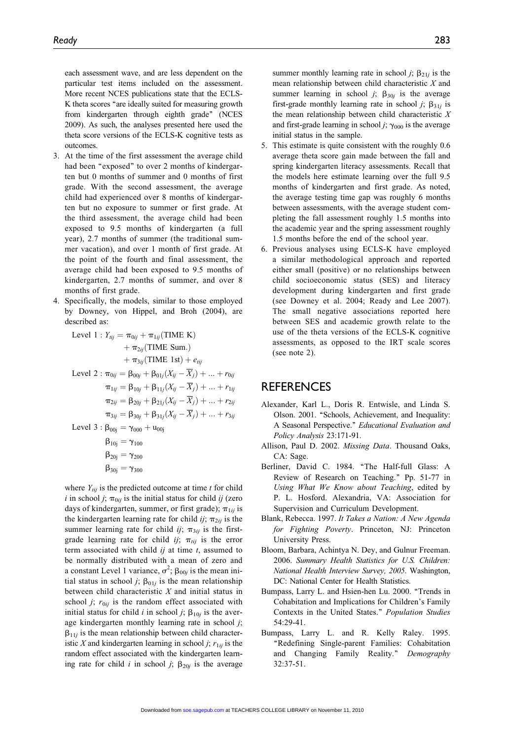each assessment wave, and are less dependent on the particular test items included on the assessment. More recent NCES publications state that the ECLS-K theta scores "are ideally suited for measuring growth from kindergarten through eighth grade" (NCES 2009). As such, the analyses presented here used the theta score versions of the ECLS-K cognitive tests as outcomes.

3. At the time of the first assessment the average child had been "exposed" to over 2 months of kindergarten but 0 months of summer and 0 months of first grade. With the second assessment, the average child had experienced over 8 months of kindergarten but no exposure to summer or first grade. At the third assessment, the average child had been exposed to 9.5 months of kindergarten (a full year), 2.7 months of summer (the traditional summer vacation), and over 1 month of first grade. At the point of the fourth and final assessment, the average child had been exposed to 9.5 months of kindergarten, 2.7 months of summer, and over 8 months of first grade.
4. Specifically, the models, similar to those employed by Downey, von Hippel, and Broh (2004), are described as:

$$\text{Level 1}: Y_{tij} = \pi_{0ij} + \pi_{1ij}(\text{TIME K}) + \pi_{2ij}(\text{TIME Sum.}) + \pi_{3ij}(\text{TIME 1st}) + e_{tij}$$

$$\text{Level 2}: \pi_{0ij} = \beta_{00j} + \beta_{01j}(X_{ij} - \overline{X}_j) + \ldots + r_{0ij}$$
$$\pi_{1ij} = \beta_{10j} + \beta_{11j}(X_{ij} - \overline{X}_j) + \ldots + r_{1ij}$$
$$\pi_{2ij} = \beta_{20j} + \beta_{21j}(X_{ij} - \overline{X}_j) + \ldots + r_{2ij}$$
$$\pi_{3ij} = \beta_{30j} + \beta_{31j}(X_{ij} - \overline{X}_j) + \ldots + r_{3ij}$$

$$\text{Level 3}: \beta_{00j} = \gamma_{000} + u_{00j}$$
$$\beta_{10j} = \gamma_{100}$$
$$\beta_{20j} = \gamma_{200}$$
$$\beta_{30j} = \gamma_{300}$$

where $Y_{tij}$ is the predicted outcome at time $t$ for child $i$ in school $j$; $\pi_{0ij}$ is the initial status for child $ij$ (zero days of kindergarten, summer, or first grade); $\pi_{1ij}$ is the kindergarten learning rate for child $ij$; $\pi_{2ij}$ is the summer learning rate for child $ij$; $\pi_{3ij}$ is the first-grade learning rate for child $ij$; $\pi_{tij}$ is the error term associated with child $ij$ at time $t$, assumed to be normally distributed with a mean of zero and a constant Level 1 variance, $\sigma^2$; $\beta_{00j}$ is the mean initial status in school $j$; $\beta_{01j}$ is the mean relationship between child characteristic $X$ and initial status in school $j$; $r_{0ij}$ is the random effect associated with initial status for child $i$ in school $j$; $\beta_{10j}$ is the average kindergarten monthly learning rate in school $j$; $\beta_{11j}$ is the mean relationship between child characteristic $X$ and kindergarten learning in school $j$; $r_{1ij}$ is the random effect associated with the kindergarten learning rate for child $i$ in school $j$; $\beta_{20j}$ is the average summer monthly learning rate in school $j$; $\beta_{21j}$ is the mean relationship between child characteristic $X$ and summer learning in school $j$; $\beta_{30j}$ is the average first-grade monthly learning rate in school $j$; $\beta_{31j}$ is the mean relationship between child characteristic $X$ and first-grade learning in school $j$; $\gamma_{000}$ is the average initial status in the sample.

5. This estimate is quite consistent with the roughly 0.6 average theta score gain made between the fall and spring kindergarten literacy assessments. Recall that the models here estimate learning over the full 9.5 months of kindergarten and first grade. As noted, the average testing time gap was roughly 6 months between assessments, with the average student completing the fall assessment roughly 1.5 months into the academic year and the spring assessment roughly 1.5 months before the end of the school year.
6. Previous analyses using ECLS-K have employed a similar methodological approach and reported either small (positive) or no relationships between child socioeconomic status (SES) and literacy development during kindergarten and first grade (see Downey et al. 2004; Ready and Lee 2007). The small negative associations reported here between SES and academic growth relate to the use of the theta versions of the ECLS-K cognitive assessments, as opposed to the IRT scale scores (see note 2).

## REFERENCES

Alexander, Karl L., Doris R. Entwisle, and Linda S. Olson. 2001. "Schools, Achievement, and Inequality: A Seasonal Perspective." *Educational Evaluation and Policy Analysis* 23:171-91.

Allison, Paul D. 2002. *Missing Data*. Thousand Oaks, CA: Sage.

Berliner, David C. 1984. "The Half-full Glass: A Review of Research on Teaching." Pp. 51-77 in *Using What We Know about Teaching*, edited by P. L. Hosford. Alexandria, VA: Association for Supervision and Curriculum Development.

Blank, Rebecca. 1997. *It Takes a Nation: A New Agenda for Fighting Poverty*. Princeton, NJ: Princeton University Press.

Bloom, Barbara, Achintya N. Dey, and Gulnur Freeman. 2006. *Summary Health Statistics for U.S. Children: National Health Interview Survey, 2005*. Washington, DC: National Center for Health Statistics.

Bumpass, Larry L. and Hsien-hen Lu. 2000. "Trends in Cohabitation and Implications for Children's Family Contexts in the United States." *Population Studies* 54:29-41.

Bumpass, Larry L. and R. Kelly Raley. 1995. "Redefining Single-parent Families: Cohabitation and Changing Family Reality." *Demography* 32:37-51.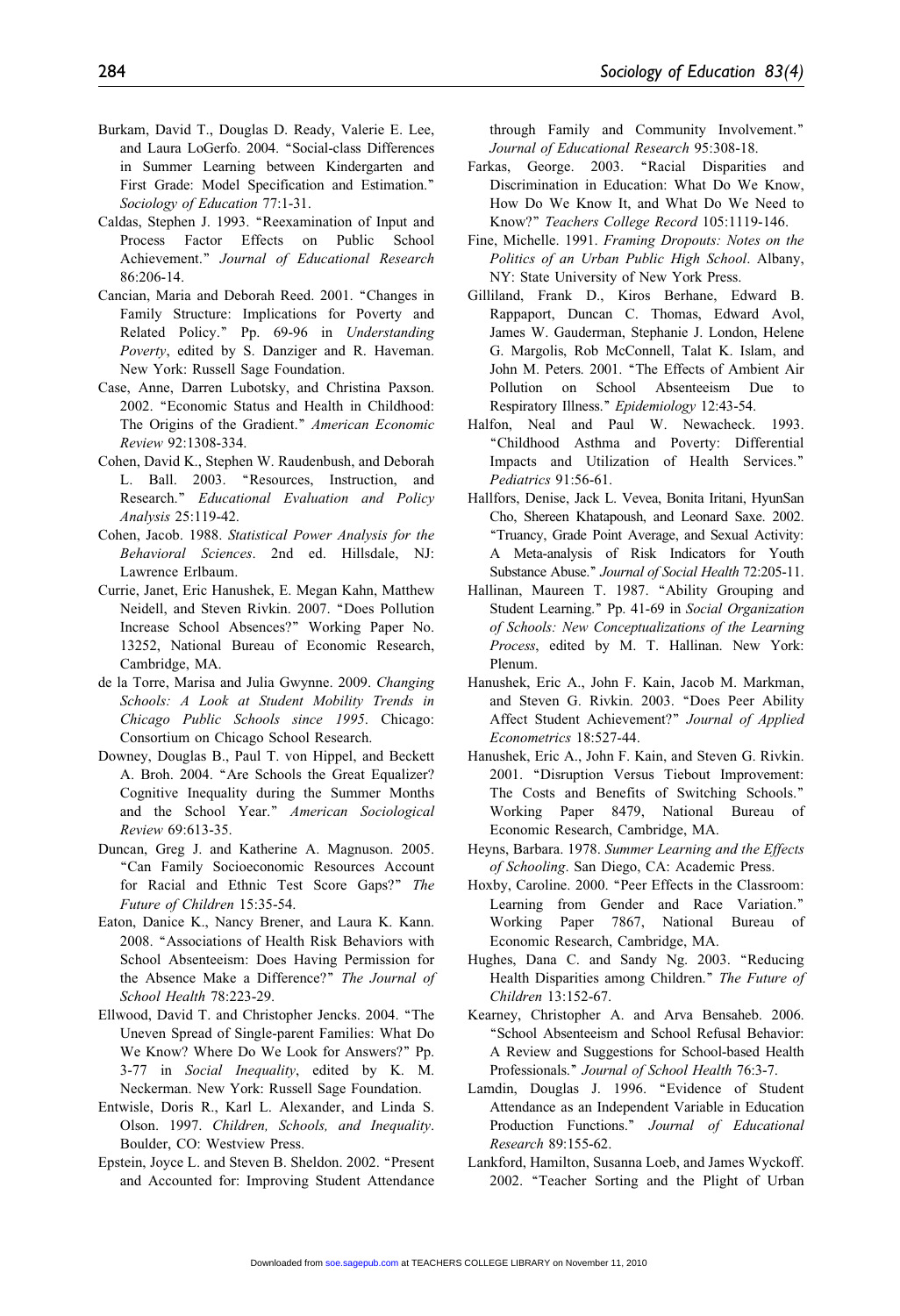Burkam, David T., Douglas D. Ready, Valerie E. Lee, and Laura LoGerfo. 2004. "Social-class Differences in Summer Learning between Kindergarten and First Grade: Model Specification and Estimation." *Sociology of Education* 77:1-31.

Caldas, Stephen J. 1993. "Reexamination of Input and Process Factor Effects on Public School Achievement." *Journal of Educational Research* 86:206-14.

Cancian, Maria and Deborah Reed. 2001. "Changes in Family Structure: Implications for Poverty and Related Policy." Pp. 69-96 in *Understanding Poverty*, edited by S. Danziger and R. Haveman. New York: Russell Sage Foundation.

Case, Anne, Darren Lubotsky, and Christina Paxson. 2002. "Economic Status and Health in Childhood: The Origins of the Gradient." *American Economic Review* 92:1308-334.

Cohen, David K., Stephen W. Raudenbush, and Deborah L. Ball. 2003. "Resources, Instruction, and Research." *Educational Evaluation and Policy Analysis* 25:119-42.

Cohen, Jacob. 1988. *Statistical Power Analysis for the Behavioral Sciences*. 2nd ed. Hillsdale, NJ: Lawrence Erlbaum.

Currie, Janet, Eric Hanushek, E. Megan Kahn, Matthew Neidell, and Steven Rivkin. 2007. "Does Pollution Increase School Absences?" Working Paper No. 13252, National Bureau of Economic Research, Cambridge, MA.

de la Torre, Marisa and Julia Gwynne. 2009. *Changing Schools: A Look at Student Mobility Trends in Chicago Public Schools since 1995*. Chicago: Consortium on Chicago School Research.

Downey, Douglas B., Paul T. von Hippel, and Beckett A. Broh. 2004. "Are Schools the Great Equalizer? Cognitive Inequality during the Summer Months and the School Year." *American Sociological Review* 69:613-35.

Duncan, Greg J. and Katherine A. Magnuson. 2005. "Can Family Socioeconomic Resources Account for Racial and Ethnic Test Score Gaps?" *The Future of Children* 15:35-54.

Eaton, Danice K., Nancy Brener, and Laura K. Kann. 2008. "Associations of Health Risk Behaviors with School Absenteeism: Does Having Permission for the Absence Make a Difference?" *The Journal of School Health* 78:223-29.

Ellwood, David T. and Christopher Jencks. 2004. "The Uneven Spread of Single-parent Families: What Do We Know? Where Do We Look for Answers?" Pp. 3-77 in *Social Inequality*, edited by K. M. Neckerman. New York: Russell Sage Foundation.

Entwisle, Doris R., Karl L. Alexander, and Linda S. Olson. 1997. *Children, Schools, and Inequality*. Boulder, CO: Westview Press.

Epstein, Joyce L. and Steven B. Sheldon. 2002. "Present and Accounted for: Improving Student Attendance through Family and Community Involvement." *Journal of Educational Research* 95:308-18.

Farkas, George. 2003. "Racial Disparities and Discrimination in Education: What Do We Know, How Do We Know It, and What Do We Need to Know?" *Teachers College Record* 105:1119-146.

Fine, Michelle. 1991. *Framing Dropouts: Notes on the Politics of an Urban Public High School*. Albany, NY: State University of New York Press.

Gilliland, Frank D., Kiros Berhane, Edward B. Rappaport, Duncan C. Thomas, Edward Avol, James W. Gauderman, Stephanie J. London, Helene G. Margolis, Rob McConnell, Talat K. Islam, and John M. Peters. 2001. "The Effects of Ambient Air Pollution on School Absenteeism Due to Respiratory Illness." *Epidemiology* 12:43-54.

Halfon, Neal and Paul W. Newacheck. 1993. "Childhood Asthma and Poverty: Differential Impacts and Utilization of Health Services." *Pediatrics* 91:56-61.

Hallfors, Denise, Jack L. Vevea, Bonita Iritani, HyunSan Cho, Shereen Khatapoush, and Leonard Saxe. 2002. "Truancy, Grade Point Average, and Sexual Activity: A Meta-analysis of Risk Indicators for Youth Substance Abuse." *Journal of Social Health* 72:205-11.

Hallinan, Maureen T. 1987. "Ability Grouping and Student Learning." Pp. 41-69 in *Social Organization of Schools: New Conceptualizations of the Learning Process*, edited by M. T. Hallinan. New York: Plenum.

Hanushek, Eric A., John F. Kain, Jacob M. Markman, and Steven G. Rivkin. 2003. "Does Peer Ability Affect Student Achievement?" *Journal of Applied Econometrics* 18:527-44.

Hanushek, Eric A., John F. Kain, and Steven G. Rivkin. 2001. "Disruption Versus Tiebout Improvement: The Costs and Benefits of Switching Schools." Working Paper 8479, National Bureau of Economic Research, Cambridge, MA.

Heyns, Barbara. 1978. *Summer Learning and the Effects of Schooling*. San Diego, CA: Academic Press.

Hoxby, Caroline. 2000. "Peer Effects in the Classroom: Learning from Gender and Race Variation." Working Paper 7867, National Bureau of Economic Research, Cambridge, MA.

Hughes, Dana C. and Sandy Ng. 2003. "Reducing Health Disparities among Children." *The Future of Children* 13:152-67.

Kearney, Christopher A. and Arva Bensaheb. 2006. "School Absenteeism and School Refusal Behavior: A Review and Suggestions for School-based Health Professionals." *Journal of School Health* 76:3-7.

Lamdin, Douglas J. 1996. "Evidence of Student Attendance as an Independent Variable in Education Production Functions." *Journal of Educational Research* 89:155-62.

Lankford, Hamilton, Susanna Loeb, and James Wyckoff. 2002. "Teacher Sorting and the Plight of Urban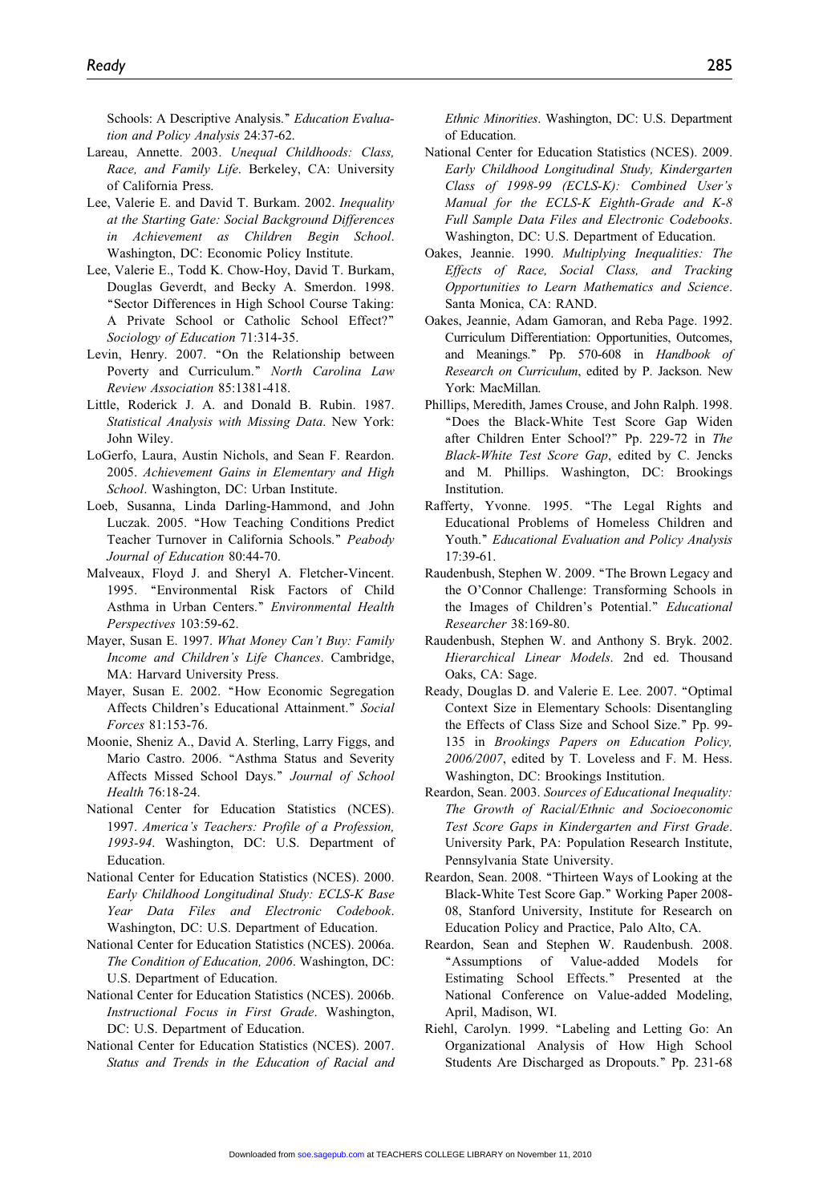Schools: A Descriptive Analysis." *Education Evaluation and Policy Analysis* 24:37-62.

Lareau, Annette. 2003. *Unequal Childhoods: Class, Race, and Family Life*. Berkeley, CA: University of California Press.

Lee, Valerie E. and David T. Burkam. 2002. *Inequality at the Starting Gate: Social Background Differences in Achievement as Children Begin School*. Washington, DC: Economic Policy Institute.

Lee, Valerie E., Todd K. Chow-Hoy, David T. Burkam, Douglas Geverdt, and Becky A. Smerdon. 1998. "Sector Differences in High School Course Taking: A Private School or Catholic School Effect?" *Sociology of Education* 71:314-35.

Levin, Henry. 2007. "On the Relationship between Poverty and Curriculum." *North Carolina Law Review Association* 85:1381-418.

Little, Roderick J. A. and Donald B. Rubin. 1987. *Statistical Analysis with Missing Data*. New York: John Wiley.

LoGerfo, Laura, Austin Nichols, and Sean F. Reardon. 2005. *Achievement Gains in Elementary and High School*. Washington, DC: Urban Institute.

Loeb, Susanna, Linda Darling-Hammond, and John Luczak. 2005. "How Teaching Conditions Predict Teacher Turnover in California Schools." *Peabody Journal of Education* 80:44-70.

Malveaux, Floyd J. and Sheryl A. Fletcher-Vincent. 1995. "Environmental Risk Factors of Child Asthma in Urban Centers." *Environmental Health Perspectives* 103:59-62.

Mayer, Susan E. 1997. *What Money Can't Buy: Family Income and Children's Life Chances*. Cambridge, MA: Harvard University Press.

Mayer, Susan E. 2002. "How Economic Segregation Affects Children's Educational Attainment." *Social Forces* 81:153-76.

Moonie, Sheniz A., David A. Sterling, Larry Figgs, and Mario Castro. 2006. "Asthma Status and Severity Affects Missed School Days." *Journal of School Health* 76:18-24.

National Center for Education Statistics (NCES). 1997. *America's Teachers: Profile of a Profession, 1993-94*. Washington, DC: U.S. Department of Education.

National Center for Education Statistics (NCES). 2000. *Early Childhood Longitudinal Study: ECLS-K Base Year Data Files and Electronic Codebook*. Washington, DC: U.S. Department of Education.

National Center for Education Statistics (NCES). 2006a. *The Condition of Education, 2006*. Washington, DC: U.S. Department of Education.

National Center for Education Statistics (NCES). 2006b. *Instructional Focus in First Grade*. Washington, DC: U.S. Department of Education.

National Center for Education Statistics (NCES). 2007. *Status and Trends in the Education of Racial and Ethnic Minorities*. Washington, DC: U.S. Department of Education.

National Center for Education Statistics (NCES). 2009. *Early Childhood Longitudinal Study, Kindergarten Class of 1998-99 (ECLS-K): Combined User's Manual for the ECLS-K Eighth-Grade and K-8 Full Sample Data Files and Electronic Codebooks*. Washington, DC: U.S. Department of Education.

Oakes, Jeannie. 1990. *Multiplying Inequalities: The Effects of Race, Social Class, and Tracking Opportunities to Learn Mathematics and Science*. Santa Monica, CA: RAND.

Oakes, Jeannie, Adam Gamoran, and Reba Page. 1992. Curriculum Differentiation: Opportunities, Outcomes, and Meanings." Pp. 570-608 in *Handbook of Research on Curriculum*, edited by P. Jackson. New York: MacMillan.

Phillips, Meredith, James Crouse, and John Ralph. 1998. "Does the Black-White Test Score Gap Widen after Children Enter School?" Pp. 229-72 in *The Black-White Test Score Gap*, edited by C. Jencks and M. Phillips. Washington, DC: Brookings Institution.

Rafferty, Yvonne. 1995. "The Legal Rights and Educational Problems of Homeless Children and Youth." *Educational Evaluation and Policy Analysis* 17:39-61.

Raudenbush, Stephen W. 2009. "The Brown Legacy and the O'Connor Challenge: Transforming Schools in the Images of Children's Potential." *Educational Researcher* 38:169-80.

Raudenbush, Stephen W. and Anthony S. Bryk. 2002. *Hierarchical Linear Models*. 2nd ed. Thousand Oaks, CA: Sage.

Ready, Douglas D. and Valerie E. Lee. 2007. "Optimal Context Size in Elementary Schools: Disentangling the Effects of Class Size and School Size." Pp. 99-135 in *Brookings Papers on Education Policy, 2006/2007*, edited by T. Loveless and F. M. Hess. Washington, DC: Brookings Institution.

Reardon, Sean. 2003. *Sources of Educational Inequality: The Growth of Racial/Ethnic and Socioeconomic Test Score Gaps in Kindergarten and First Grade*. University Park, PA: Population Research Institute, Pennsylvania State University.

Reardon, Sean. 2008. "Thirteen Ways of Looking at the Black-White Test Score Gap." Working Paper 2008-08, Stanford University, Institute for Research on Education Policy and Practice, Palo Alto, CA.

Reardon, Sean and Stephen W. Raudenbush. 2008. "Assumptions of Value-added Models for Estimating School Effects." Presented at the National Conference on Value-added Modeling, April, Madison, WI.

Riehl, Carolyn. 1999. "Labeling and Letting Go: An Organizational Analysis of How High School Students Are Discharged as Dropouts." Pp. 231-68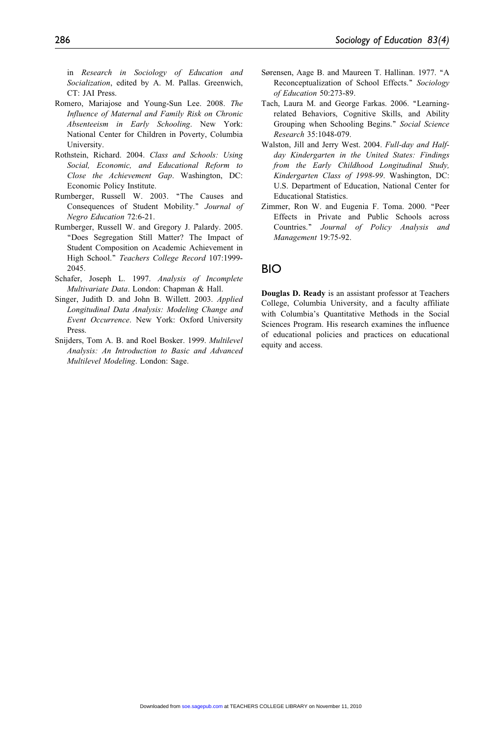in *Research in Sociology of Education and Socialization*, edited by A. M. Pallas. Greenwich, CT: JAI Press.

Romero, Mariajose and Young-Sun Lee. 2008. *The Influence of Maternal and Family Risk on Chronic Absenteeism in Early Schooling*. New York: National Center for Children in Poverty, Columbia University.

Rothstein, Richard. 2004. *Class and Schools: Using Social, Economic, and Educational Reform to Close the Achievement Gap*. Washington, DC: Economic Policy Institute.

Rumberger, Russell W. 2003. "The Causes and Consequences of Student Mobility." *Journal of Negro Education* 72:6-21.

Rumberger, Russell W. and Gregory J. Palardy. 2005. "Does Segregation Still Matter? The Impact of Student Composition on Academic Achievement in High School." *Teachers College Record* 107:1999-2045.

Schafer, Joseph L. 1997. *Analysis of Incomplete Multivariate Data*. London: Chapman & Hall.

Singer, Judith D. and John B. Willett. 2003. *Applied Longitudinal Data Analysis: Modeling Change and Event Occurrence*. New York: Oxford University Press.

Snijders, Tom A. B. and Roel Bosker. 1999. *Multilevel Analysis: An Introduction to Basic and Advanced Multilevel Modeling*. London: Sage.

Sørensen, Aage B. and Maureen T. Hallinan. 1977. "A Reconceptualization of School Effects." *Sociology of Education* 50:273-89.

Tach, Laura M. and George Farkas. 2006. "Learning-related Behaviors, Cognitive Skills, and Ability Grouping when Schooling Begins." *Social Science Research* 35:1048-079.

Walston, Jill and Jerry West. 2004. *Full-day and Half-day Kindergarten in the United States: Findings from the Early Childhood Longitudinal Study, Kindergarten Class of 1998-99*. Washington, DC: U.S. Department of Education, National Center for Educational Statistics.

Zimmer, Ron W. and Eugenia F. Toma. 2000. "Peer Effects in Private and Public Schools across Countries." *Journal of Policy Analysis and Management* 19:75-92.

## BIO

**Douglas D. Ready** is an assistant professor at Teachers College, Columbia University, and a faculty affiliate with Columbia's Quantitative Methods in the Social Sciences Program. His research examines the influence of educational policies and practices on educational equity and access.